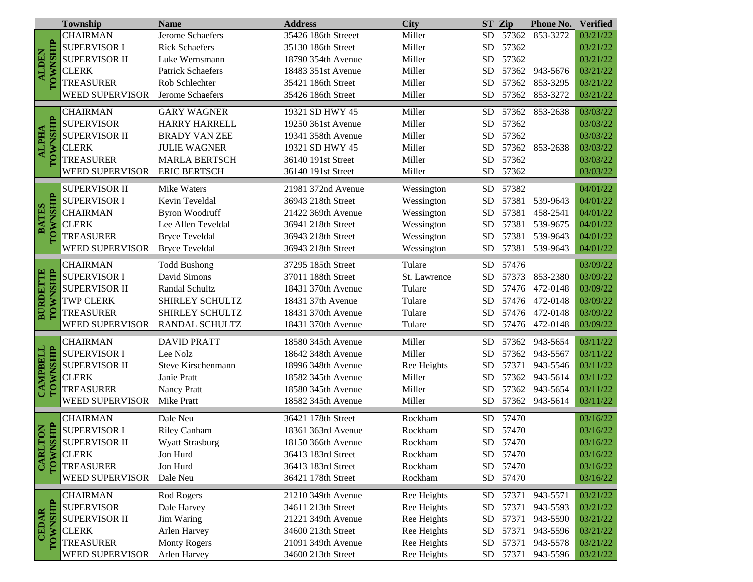| Township | | Name | Address | City | ST | Zip | Phone No. | Verified |
|---|---|---|---|---|---|---|---|---|
| ALDEN TOWNSHIP | CHAIRMAN | Jerome Schaefers | 35426 186th Streeet | Miller | SD | 57362 | 853-3272 | 03/21/22 |
| | SUPERVISOR I | Rick Schaefers | 35130 186th Street | Miller | SD | 57362 | | 03/21/22 |
| | SUPERVISOR II | Luke Wernsmann | 18790 354th Avenue | Miller | SD | 57362 | | 03/21/22 |
| | CLERK | Patrick Schaefers | 18483 351st Avenue | Miller | SD | 57362 | 943-5676 | 03/21/22 |
| | TREASURER | Rob Schlechter | 35421 186th Street | Miller | SD | 57362 | 853-3295 | 03/21/22 |
| | WEED SUPERVISOR | Jerome Schaefers | 35426 186th Street | Miller | SD | 57362 | 853-3272 | 03/21/22 |
| ALPHA TOWNSHIP | CHAIRMAN | GARY WAGNER | 19321 SD HWY 45 | Miller | SD | 57362 | 853-2638 | 03/03/22 |
| | SUPERVISOR | HARRY HARRELL | 19250 361st Avenue | Miller | SD | 57362 | | 03/03/22 |
| | SUPERVISOR II | BRADY VAN ZEE | 19341 358th Avenue | Miller | SD | 57362 | | 03/03/22 |
| | CLERK | JULIE WAGNER | 19321 SD HWY 45 | Miller | SD | 57362 | 853-2638 | 03/03/22 |
| | TREASURER | MARLA BERTSCH | 36140 191st Street | Miller | SD | 57362 | | 03/03/22 |
| | WEED SUPERVISOR | ERIC BERTSCH | 36140 191st Street | Miller | SD | 57362 | | 03/03/22 |
| BATES TOWNSHIP | SUPERVISOR II | Mike Waters | 21981 372nd Avenue | Wessington | SD | 57382 | | 04/01/22 |
| | SUPERVISOR I | Kevin Teveldal | 36943 218th Street | Wessington | SD | 57381 | 539-9643 | 04/01/22 |
| | CHAIRMAN | Byron Woodruff | 21422 369th Avenue | Wessington | SD | 57381 | 458-2541 | 04/01/22 |
| | CLERK | Lee Allen Teveldal | 36941 218th Street | Wessington | SD | 57381 | 539-9675 | 04/01/22 |
| | TREASURER | Bryce Teveldal | 36943 218th Street | Wessington | SD | 57381 | 539-9643 | 04/01/22 |
| | WEED SUPERVISOR | Bryce Teveldal | 36943 218th Street | Wessington | SD | 57381 | 539-9643 | 04/01/22 |
| BURDETTE TOWNSHIP | CHAIRMAN | Todd Bushong | 37295 185th Street | Tulare | SD | 57476 | | 03/09/22 |
| | SUPERVISOR I | David Simons | 37011 188th Street | St. Lawrence | SD | 57373 | 853-2380 | 03/09/22 |
| | SUPERVISOR II | Randal Schultz | 18431 370th Avenue | Tulare | SD | 57476 | 472-0148 | 03/09/22 |
| | TWP CLERK | SHIRLEY SCHULTZ | 18431 37th Avenue | Tulare | SD | 57476 | 472-0148 | 03/09/22 |
| | TREASURER | SHIRLEY SCHULTZ | 18431 370th Avenue | Tulare | SD | 57476 | 472-0148 | 03/09/22 |
| | WEED SUPERVISOR | RANDAL SCHULTZ | 18431 370th Avenue | Tulare | SD | 57476 | 472-0148 | 03/09/22 |
| CAMPBELL TOWNSHIP | CHAIRMAN | DAVID PRATT | 18580 345th Avenue | Miller | SD | 57362 | 943-5654 | 03/11/22 |
| | SUPERVISOR I | Lee Nolz | 18642 348th Avenue | Miller | SD | 57362 | 943-5567 | 03/11/22 |
| | SUPERVISOR II | Steve Kirschenmann | 18996 348th Avenue | Ree Heights | SD | 57371 | 943-5546 | 03/11/22 |
| | CLERK | Janie Pratt | 18582 345th Avenue | Miller | SD | 57362 | 943-5614 | 03/11/22 |
| | TREASURER | Nancy Pratt | 18580 345th Avenue | Miller | SD | 57362 | 943-5654 | 03/11/22 |
| | WEED SUPERVISOR | Mike Pratt | 18582 345th Avenue | Miller | SD | 57362 | 943-5614 | 03/11/22 |
| CARLTON TOWNSHIP | CHAIRMAN | Dale Neu | 36421 178th Street | Rockham | SD | 57470 | | 03/16/22 |
| | SUPERVISOR I | Riley Canham | 18361 363rd Avenue | Rockham | SD | 57470 | | 03/16/22 |
| | SUPERVISOR II | Wyatt Strasburg | 18150 366th Avenue | Rockham | SD | 57470 | | 03/16/22 |
| | CLERK | Jon Hurd | 36413 183rd Street | Rockham | SD | 57470 | | 03/16/22 |
| | TREASURER | Jon Hurd | 36413 183rd Street | Rockham | SD | 57470 | | 03/16/22 |
| | WEED SUPERVISOR | Dale Neu | 36421 178th Street | Rockham | SD | 57470 | | 03/16/22 |
| CEDAR TOWNSHIP | CHAIRMAN | Rod Rogers | 21210 349th Avenue | Ree Heights | SD | 57371 | 943-5571 | 03/21/22 |
| | SUPERVISOR | Dale Harvey | 34611 213th Street | Ree Heights | SD | 57371 | 943-5593 | 03/21/22 |
| | SUPERVISOR II | Jim Waring | 21221 349th Avenue | Ree Heights | SD | 57371 | 943-5590 | 03/21/22 |
| | CLERK | Arlen Harvey | 34600 213th Street | Ree Heights | SD | 57371 | 943-5596 | 03/21/22 |
| | TREASURER | Monty Rogers | 21091 349th Avenue | Ree Heights | SD | 57371 | 943-5578 | 03/21/22 |
| | WEED SUPERVISOR | Arlen Harvey | 34600 213th Street | Ree Heights | SD | 57371 | 943-5596 | 03/21/22 |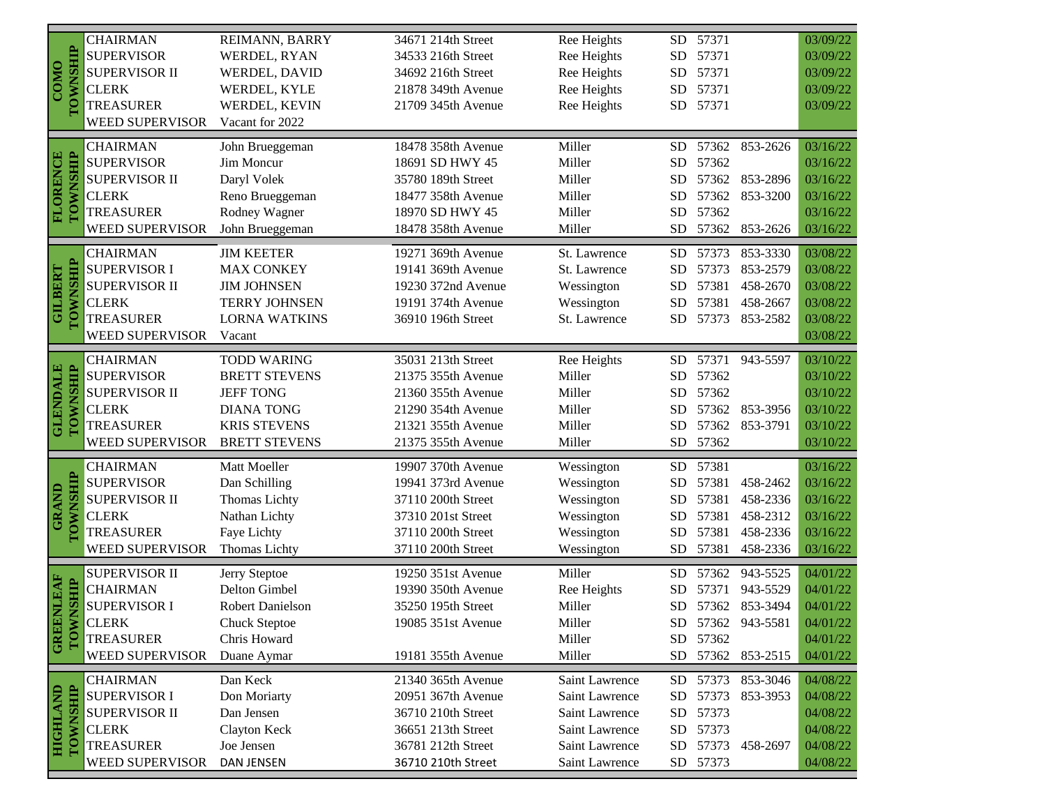| Township | Position | Name | Address | City | State | Zip | Phone | Date |
|---|---|---|---|---|---|---|---|---|
| COMO TOWNSHIP | CHAIRMAN | REIMANN, BARRY | 34671 214th Street | Ree Heights | SD | 57371 | | 03/09/22 |
| | SUPERVISOR | WERDEL, RYAN | 34533 216th Street | Ree Heights | SD | 57371 | | 03/09/22 |
| | SUPERVISOR II | WERDEL, DAVID | 34692 216th Street | Ree Heights | SD | 57371 | | 03/09/22 |
| | CLERK | WERDEL, KYLE | 21878 349th Avenue | Ree Heights | SD | 57371 | | 03/09/22 |
| | TREASURER | WERDEL, KEVIN | 21709 345th Avenue | Ree Heights | SD | 57371 | | 03/09/22 |
| | WEED SUPERVISOR | Vacant for 2022 | | | | | | |
| FLORENCE TOWNSHIP | CHAIRMAN | John Brueggeman | 18478 358th Avenue | Miller | SD | 57362 | 853-2626 | 03/16/22 |
| | SUPERVISOR | Jim Moncur | 18691 SD HWY 45 | Miller | SD | 57362 | | 03/16/22 |
| | SUPERVISOR II | Daryl Volek | 35780 189th Street | Miller | SD | 57362 | 853-2896 | 03/16/22 |
| | CLERK | Reno Brueggeman | 18477 358th Avenue | Miller | SD | 57362 | 853-3200 | 03/16/22 |
| | TREASURER | Rodney Wagner | 18970 SD HWY 45 | Miller | SD | 57362 | | 03/16/22 |
| | WEED SUPERVISOR | John Brueggeman | 18478 358th Avenue | Miller | SD | 57362 | 853-2626 | 03/16/22 |
| GILBERT TOWNSHIP | CHAIRMAN | JIM KEETER | 19271 369th Avenue | St. Lawrence | SD | 57373 | 853-3330 | 03/08/22 |
| | SUPERVISOR I | MAX CONKEY | 19141 369th Avenue | St. Lawrence | SD | 57373 | 853-2579 | 03/08/22 |
| | SUPERVISOR II | JIM JOHNSEN | 19230 372nd Avenue | Wessington | SD | 57381 | 458-2670 | 03/08/22 |
| | CLERK | TERRY JOHNSEN | 19191 374th Avenue | Wessington | SD | 57381 | 458-2667 | 03/08/22 |
| | TREASURER | LORNA WATKINS | 36910 196th Street | St. Lawrence | SD | 57373 | 853-2582 | 03/08/22 |
| | WEED SUPERVISOR | Vacant | | | | | | 03/08/22 |
| GLENDALE TOWNSHIP | CHAIRMAN | TODD WARING | 35031 213th Street | Ree Heights | SD | 57371 | 943-5597 | 03/10/22 |
| | SUPERVISOR | BRETT STEVENS | 21375 355th Avenue | Miller | SD | 57362 | | 03/10/22 |
| | SUPERVISOR II | JEFF TONG | 21360 355th Avenue | Miller | SD | 57362 | | 03/10/22 |
| | CLERK | DIANA TONG | 21290 354th Avenue | Miller | SD | 57362 | 853-3956 | 03/10/22 |
| | TREASURER | KRIS STEVENS | 21321 355th Avenue | Miller | SD | 57362 | 853-3791 | 03/10/22 |
| | WEED SUPERVISOR | BRETT STEVENS | 21375 355th Avenue | Miller | SD | 57362 | | 03/10/22 |
| GRAND TOWNSHIP | CHAIRMAN | Matt Moeller | 19907 370th Avenue | Wessington | SD | 57381 | | 03/16/22 |
| | SUPERVISOR | Dan Schilling | 19941 373rd Avenue | Wessington | SD | 57381 | 458-2462 | 03/16/22 |
| | SUPERVISOR II | Thomas Lichty | 37110 200th Street | Wessington | SD | 57381 | 458-2336 | 03/16/22 |
| | CLERK | Nathan Lichty | 37310 201st Street | Wessington | SD | 57381 | 458-2312 | 03/16/22 |
| | TREASURER | Faye Lichty | 37110 200th Street | Wessington | SD | 57381 | 458-2336 | 03/16/22 |
| | WEED SUPERVISOR | Thomas Lichty | 37110 200th Street | Wessington | SD | 57381 | 458-2336 | 03/16/22 |
| GREENLEAF TOWNSHIP | SUPERVISOR II | Jerry Steptoe | 19250 351st Avenue | Miller | SD | 57362 | 943-5525 | 04/01/22 |
| | CHAIRMAN | Delton Gimbel | 19390 350th Avenue | Ree Heights | SD | 57371 | 943-5529 | 04/01/22 |
| | SUPERVISOR I | Robert Danielson | 35250 195th Street | Miller | SD | 57362 | 853-3494 | 04/01/22 |
| | CLERK | Chuck Steptoe | 19085 351st Avenue | Miller | SD | 57362 | 943-5581 | 04/01/22 |
| | TREASURER | Chris Howard | | Miller | SD | 57362 | | 04/01/22 |
| | WEED SUPERVISOR | Duane Aymar | 19181 355th Avenue | Miller | SD | 57362 | 853-2515 | 04/01/22 |
| HIGHLAND TOWNSHIP | CHAIRMAN | Dan Keck | 21340 365th Avenue | Saint Lawrence | SD | 57373 | 853-3046 | 04/08/22 |
| | SUPERVISOR I | Don Moriarty | 20951 367th Avenue | Saint Lawrence | SD | 57373 | 853-3953 | 04/08/22 |
| | SUPERVISOR II | Dan Jensen | 36710 210th Street | Saint Lawrence | SD | 57373 | | 04/08/22 |
| | CLERK | Clayton Keck | 36651 213th Street | Saint Lawrence | SD | 57373 | | 04/08/22 |
| | TREASURER | Joe Jensen | 36781 212th Street | Saint Lawrence | SD | 57373 | 458-2697 | 04/08/22 |
| | WEED SUPERVISOR | DAN JENSEN | 36710 210th Street | Saint Lawrence | SD | 57373 | | 04/08/22 |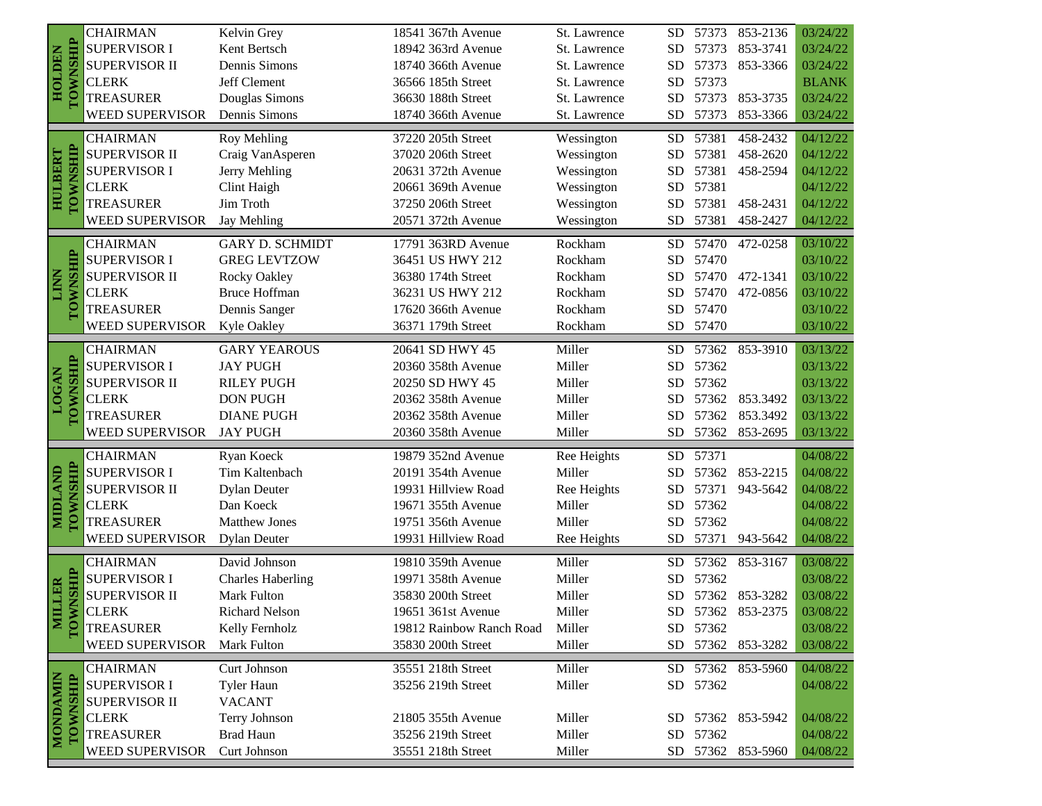| Township | Position | Name | Address | City | State | Zip | Phone | Date |
|---|---|---|---|---|---|---|---|---|
| HOLDEN TOWNSHIP | CHAIRMAN | Kelvin Grey | 18541 367th Avenue | St. Lawrence | SD | 57373 | 853-2136 | 03/24/22 |
| | SUPERVISOR I | Kent Bertsch | 18942 363rd Avenue | St. Lawrence | SD | 57373 | 853-3741 | 03/24/22 |
| | SUPERVISOR II | Dennis Simons | 18740 366th Avenue | St. Lawrence | SD | 57373 | 853-3366 | 03/24/22 |
| | CLERK | Jeff Clement | 36566 185th Street | St. Lawrence | SD | 57373 | | BLANK |
| | TREASURER | Douglas Simons | 36630 188th Street | St. Lawrence | SD | 57373 | 853-3735 | 03/24/22 |
| | WEED SUPERVISOR | Dennis Simons | 18740 366th Avenue | St. Lawrence | SD | 57373 | 853-3366 | 03/24/22 |
| HULBERT TOWNSHIP | CHAIRMAN | Roy Mehling | 37220 205th Street | Wessington | SD | 57381 | 458-2432 | 04/12/22 |
| | SUPERVISOR II | Craig VanAsperen | 37020 206th Street | Wessington | SD | 57381 | 458-2620 | 04/12/22 |
| | SUPERVISOR I | Jerry Mehling | 20631 372th Avenue | Wessington | SD | 57381 | 458-2594 | 04/12/22 |
| | CLERK | Clint Haigh | 20661 369th Avenue | Wessington | SD | 57381 | | 04/12/22 |
| | TREASURER | Jim Troth | 37250 206th Street | Wessington | SD | 57381 | 458-2431 | 04/12/22 |
| | WEED SUPERVISOR | Jay Mehling | 20571 372th Avenue | Wessington | SD | 57381 | 458-2427 | 04/12/22 |
| LINN TOWNSHIP | CHAIRMAN | GARY D. SCHMIDT | 17791 363RD Avenue | Rockham | SD | 57470 | 472-0258 | 03/10/22 |
| | SUPERVISOR I | GREG LEVTZOW | 36451 US HWY 212 | Rockham | SD | 57470 | | 03/10/22 |
| | SUPERVISOR II | Rocky Oakley | 36380 174th Street | Rockham | SD | 57470 | 472-1341 | 03/10/22 |
| | CLERK | Bruce Hoffman | 36231 US HWY 212 | Rockham | SD | 57470 | 472-0856 | 03/10/22 |
| | TREASURER | Dennis Sanger | 17620 366th Avenue | Rockham | SD | 57470 | | 03/10/22 |
| | WEED SUPERVISOR | Kyle Oakley | 36371 179th Street | Rockham | SD | 57470 | | 03/10/22 |
| LOGAN TOWNSHIP | CHAIRMAN | GARY YEAROUS | 20641 SD HWY 45 | Miller | SD | 57362 | 853-3910 | 03/13/22 |
| | SUPERVISOR I | JAY PUGH | 20360 358th Avenue | Miller | SD | 57362 | | 03/13/22 |
| | SUPERVISOR II | RILEY PUGH | 20250 SD HWY 45 | Miller | SD | 57362 | | 03/13/22 |
| | CLERK | DON PUGH | 20362 358th Avenue | Miller | SD | 57362 | 853.3492 | 03/13/22 |
| | TREASURER | DIANE PUGH | 20362 358th Avenue | Miller | SD | 57362 | 853.3492 | 03/13/22 |
| | WEED SUPERVISOR | JAY PUGH | 20360 358th Avenue | Miller | SD | 57362 | 853-2695 | 03/13/22 |
| MIDLAND TOWNSHIP | CHAIRMAN | Ryan Koeck | 19879 352nd Avenue | Ree Heights | SD | 57371 | | 04/08/22 |
| | SUPERVISOR I | Tim Kaltenbach | 20191 354th Avenue | Miller | SD | 57362 | 853-2215 | 04/08/22 |
| | SUPERVISOR II | Dylan Deuter | 19931 Hillview Road | Ree Heights | SD | 57371 | 943-5642 | 04/08/22 |
| | CLERK | Dan Koeck | 19671 355th Avenue | Miller | SD | 57362 | | 04/08/22 |
| | TREASURER | Matthew Jones | 19751 356th Avenue | Miller | SD | 57362 | | 04/08/22 |
| | WEED SUPERVISOR | Dylan Deuter | 19931 Hillview Road | Ree Heights | SD | 57371 | 943-5642 | 04/08/22 |
| MILLER TOWNSHIP | CHAIRMAN | David Johnson | 19810 359th Avenue | Miller | SD | 57362 | 853-3167 | 03/08/22 |
| | SUPERVISOR I | Charles Haberling | 19971 358th Avenue | Miller | SD | 57362 | | 03/08/22 |
| | SUPERVISOR II | Mark Fulton | 35830 200th Street | Miller | SD | 57362 | 853-3282 | 03/08/22 |
| | CLERK | Richard Nelson | 19651 361st Avenue | Miller | SD | 57362 | 853-2375 | 03/08/22 |
| | TREASURER | Kelly Fernholz | 19812 Rainbow Ranch Road | Miller | SD | 57362 | | 03/08/22 |
| | WEED SUPERVISOR | Mark Fulton | 35830 200th Street | Miller | SD | 57362 | 853-3282 | 03/08/22 |
| MONDAMIN TOWNSHIP | CHAIRMAN | Curt Johnson | 35551 218th Street | Miller | SD | 57362 | 853-5960 | 04/08/22 |
| | SUPERVISOR I | Tyler Haun | 35256 219th Street | Miller | SD | 57362 | | 04/08/22 |
| | SUPERVISOR II | VACANT | | | | | | |
| | CLERK | Terry Johnson | 21805 355th Avenue | Miller | SD | 57362 | 853-5942 | 04/08/22 |
| | TREASURER | Brad Haun | 35256 219th Street | Miller | SD | 57362 | | 04/08/22 |
| | WEED SUPERVISOR | Curt Johnson | 35551 218th Street | Miller | SD | 57362 | 853-5960 | 04/08/22 |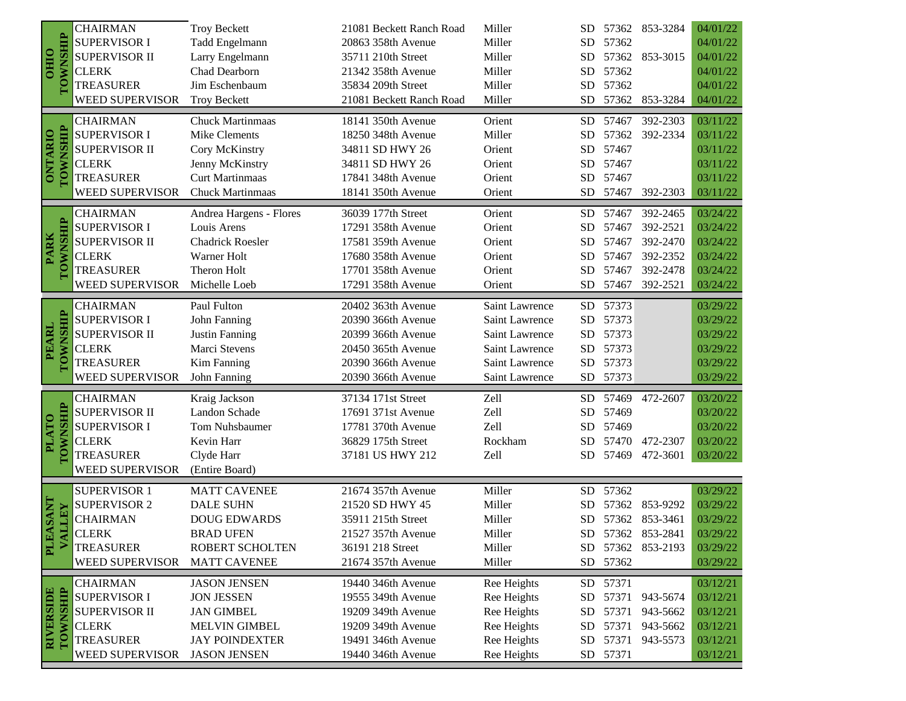| Township | Position | Name | Address | City | State | Zip | Phone | Date |
|---|---|---|---|---|---|---|---|---|
| OHIO TOWNSHIP | CHAIRMAN | Troy Beckett | 21081 Beckett Ranch Road | Miller | SD | 57362 | 853-3284 | 04/01/22 |
| | SUPERVISOR I | Tadd Engelmann | 20863 358th Avenue | Miller | SD | 57362 | | 04/01/22 |
| | SUPERVISOR II | Larry Engelmann | 35711 210th Street | Miller | SD | 57362 | 853-3015 | 04/01/22 |
| | CLERK | Chad Dearborn | 21342 358th Avenue | Miller | SD | 57362 | | 04/01/22 |
| | TREASURER | Jim Eschenbaum | 35834 209th Street | Miller | SD | 57362 | | 04/01/22 |
| | WEED SUPERVISOR | Troy Beckett | 21081 Beckett Ranch Road | Miller | SD | 57362 | 853-3284 | 04/01/22 |
| ONTARIO TOWNSHIP | CHAIRMAN | Chuck Martinmaas | 18141 350th Avenue | Orient | SD | 57467 | 392-2303 | 03/11/22 |
| | SUPERVISOR I | Mike Clements | 18250 348th Avenue | Miller | SD | 57362 | 392-2334 | 03/11/22 |
| | SUPERVISOR II | Cory McKinstry | 34811 SD HWY 26 | Orient | SD | 57467 | | 03/11/22 |
| | CLERK | Jenny McKinstry | 34811 SD HWY 26 | Orient | SD | 57467 | | 03/11/22 |
| | TREASURER | Curt Martinmaas | 17841 348th Avenue | Orient | SD | 57467 | | 03/11/22 |
| | WEED SUPERVISOR | Chuck Martinmaas | 18141 350th Avenue | Orient | SD | 57467 | 392-2303 | 03/11/22 |
| PARK TOWNSHIP | CHAIRMAN | Andrea Hargens - Flores | 36039 177th Street | Orient | SD | 57467 | 392-2465 | 03/24/22 |
| | SUPERVISOR I | Louis Arens | 17291 358th Avenue | Orient | SD | 57467 | 392-2521 | 03/24/22 |
| | SUPERVISOR II | Chadrick Roesler | 17581 359th Avenue | Orient | SD | 57467 | 392-2470 | 03/24/22 |
| | CLERK | Warner Holt | 17680 358th Avenue | Orient | SD | 57467 | 392-2352 | 03/24/22 |
| | TREASURER | Theron Holt | 17701 358th Avenue | Orient | SD | 57467 | 392-2478 | 03/24/22 |
| | WEED SUPERVISOR | Michelle Loeb | 17291 358th Avenue | Orient | SD | 57467 | 392-2521 | 03/24/22 |
| PEARL TOWNSHIP | CHAIRMAN | Paul Fulton | 20402 363th Avenue | Saint Lawrence | SD | 57373 | | 03/29/22 |
| | SUPERVISOR I | John Fanning | 20390 366th Avenue | Saint Lawrence | SD | 57373 | | 03/29/22 |
| | SUPERVISOR II | Justin Fanning | 20399 366th Avenue | Saint Lawrence | SD | 57373 | | 03/29/22 |
| | CLERK | Marci Stevens | 20450 365th Avenue | Saint Lawrence | SD | 57373 | | 03/29/22 |
| | TREASURER | Kim Fanning | 20390 366th Avenue | Saint Lawrence | SD | 57373 | | 03/29/22 |
| | WEED SUPERVISOR | John Fanning | 20390 366th Avenue | Saint Lawrence | SD | 57373 | | 03/29/22 |
| PLATO TOWNSHIP | CHAIRMAN | Kraig Jackson | 37134 171st Street | Zell | SD | 57469 | 472-2607 | 03/20/22 |
| | SUPERVISOR II | Landon Schade | 17691 371st Avenue | Zell | SD | 57469 | | 03/20/22 |
| | SUPERVISOR I | Tom Nuhsbaumer | 17781 370th Avenue | Zell | SD | 57469 | | 03/20/22 |
| | CLERK | Kevin Harr | 36829 175th Street | Rockham | SD | 57470 | 472-2307 | 03/20/22 |
| | TREASURER | Clyde Harr | 37181 US HWY 212 | Zell | SD | 57469 | 472-3601 | 03/20/22 |
| | WEED SUPERVISOR | (Entire Board) | | | | | | |
| PLEASANT VALLEY | SUPERVISOR 1 | MATT CAVENEE | 21674 357th Avenue | Miller | SD | 57362 | | 03/29/22 |
| | SUPERVISOR 2 | DALE SUHN | 21520 SD HWY 45 | Miller | SD | 57362 | 853-9292 | 03/29/22 |
| | CHAIRMAN | DOUG EDWARDS | 35911 215th Street | Miller | SD | 57362 | 853-3461 | 03/29/22 |
| | CLERK | BRAD UFEN | 21527 357th Avenue | Miller | SD | 57362 | 853-2841 | 03/29/22 |
| | TREASURER | ROBERT SCHOLTEN | 36191 218 Street | Miller | SD | 57362 | 853-2193 | 03/29/22 |
| | WEED SUPERVISOR | MATT CAVENEE | 21674 357th Avenue | Miller | SD | 57362 | | 03/29/22 |
| RIVERSIDE TOWNSHIP | CHAIRMAN | JASON JENSEN | 19440 346th Avenue | Ree Heights | SD | 57371 | | 03/12/21 |
| | SUPERVISOR I | JON JESSEN | 19555 349th Avenue | Ree Heights | SD | 57371 | 943-5674 | 03/12/21 |
| | SUPERVISOR II | JAN GIMBEL | 19209 349th Avenue | Ree Heights | SD | 57371 | 943-5662 | 03/12/21 |
| | CLERK | MELVIN GIMBEL | 19209 349th Avenue | Ree Heights | SD | 57371 | 943-5662 | 03/12/21 |
| | TREASURER | JAY POINDEXTER | 19491 346th Avenue | Ree Heights | SD | 57371 | 943-5573 | 03/12/21 |
| | WEED SUPERVISOR | JASON JENSEN | 19440 346th Avenue | Ree Heights | SD | 57371 | | 03/12/21 |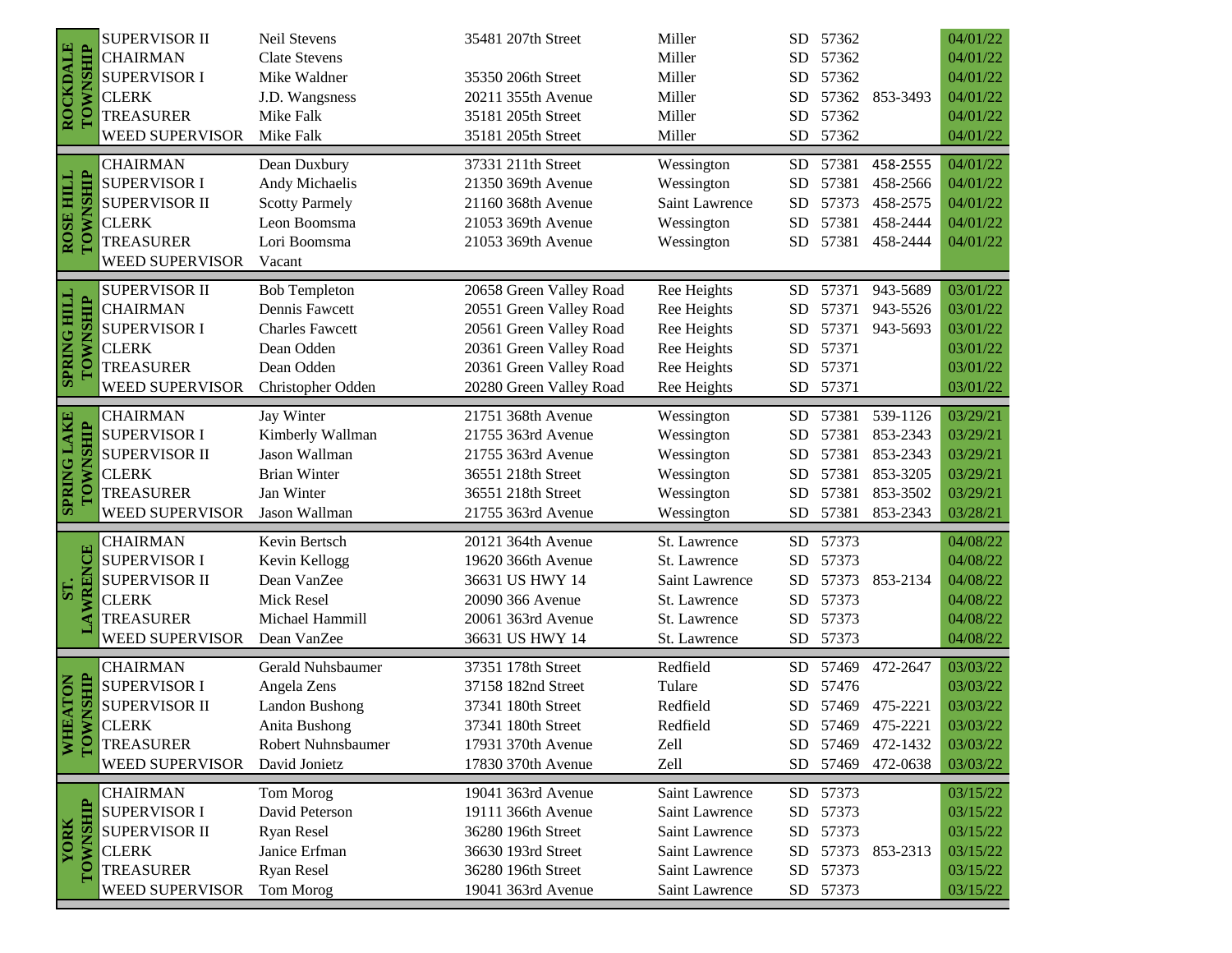| | | | | | | | | |
|---|---|---|---|---|---|---|---|---|
| ROCKDALE TOWNSHIP | SUPERVISOR II | Neil Stevens | 35481 207th Street | Miller | SD | 57362 | | 04/01/22 |
| | CHAIRMAN | Clate Stevens | | Miller | SD | 57362 | | 04/01/22 |
| | SUPERVISOR I | Mike Waldner | 35350 206th Street | Miller | SD | 57362 | | 04/01/22 |
| | CLERK | J.D. Wangsness | 20211 355th Avenue | Miller | SD | 57362 | 853-3493 | 04/01/22 |
| | TREASURER | Mike Falk | 35181 205th Street | Miller | SD | 57362 | | 04/01/22 |
| | WEED SUPERVISOR | Mike Falk | 35181 205th Street | Miller | SD | 57362 | | 04/01/22 |
| ROSE HILL TOWNSHIP | CHAIRMAN | Dean Duxbury | 37331 211th Street | Wessington | SD | 57381 | 458-2555 | 04/01/22 |
| | SUPERVISOR I | Andy Michaelis | 21350 369th Avenue | Wessington | SD | 57381 | 458-2566 | 04/01/22 |
| | SUPERVISOR II | Scotty Parmely | 21160 368th Avenue | Saint Lawrence | SD | 57373 | 458-2575 | 04/01/22 |
| | CLERK | Leon Boomsma | 21053 369th Avenue | Wessington | SD | 57381 | 458-2444 | 04/01/22 |
| | TREASURER | Lori Boomsma | 21053 369th Avenue | Wessington | SD | 57381 | 458-2444 | 04/01/22 |
| | WEED SUPERVISOR | Vacant | | | | | | |
| SPRING HILL TOWNSHIP | SUPERVISOR II | Bob Templeton | 20658 Green Valley Road | Ree Heights | SD | 57371 | 943-5689 | 03/01/22 |
| | CHAIRMAN | Dennis Fawcett | 20551 Green Valley Road | Ree Heights | SD | 57371 | 943-5526 | 03/01/22 |
| | SUPERVISOR I | Charles Fawcett | 20561 Green Valley Road | Ree Heights | SD | 57371 | 943-5693 | 03/01/22 |
| | CLERK | Dean Odden | 20361 Green Valley Road | Ree Heights | SD | 57371 | | 03/01/22 |
| | TREASURER | Dean Odden | 20361 Green Valley Road | Ree Heights | SD | 57371 | | 03/01/22 |
| | WEED SUPERVISOR | Christopher Odden | 20280 Green Valley Road | Ree Heights | SD | 57371 | | 03/01/22 |
| SPRING LAKE TOWNSHIP | CHAIRMAN | Jay Winter | 21751 368th Avenue | Wessington | SD | 57381 | 539-1126 | 03/29/21 |
| | SUPERVISOR I | Kimberly Wallman | 21755 363rd Avenue | Wessington | SD | 57381 | 853-2343 | 03/29/21 |
| | SUPERVISOR II | Jason Wallman | 21755 363rd Avenue | Wessington | SD | 57381 | 853-2343 | 03/29/21 |
| | CLERK | Brian Winter | 36551 218th Street | Wessington | SD | 57381 | 853-3205 | 03/29/21 |
| | TREASURER | Jan Winter | 36551 218th Street | Wessington | SD | 57381 | 853-3502 | 03/29/21 |
| | WEED SUPERVISOR | Jason Wallman | 21755 363rd Avenue | Wessington | SD | 57381 | 853-2343 | 03/28/21 |
| ST. LAWRENCE | CHAIRMAN | Kevin Bertsch | 20121 364th Avenue | St. Lawrence | SD | 57373 | | 04/08/22 |
| | SUPERVISOR I | Kevin Kellogg | 19620 366th Avenue | St. Lawrence | SD | 57373 | | 04/08/22 |
| | SUPERVISOR II | Dean VanZee | 36631 US HWY 14 | Saint Lawrence | SD | 57373 | 853-2134 | 04/08/22 |
| | CLERK | Mick Resel | 20090 366 Avenue | St. Lawrence | SD | 57373 | | 04/08/22 |
| | TREASURER | Michael Hammill | 20061 363rd Avenue | St. Lawrence | SD | 57373 | | 04/08/22 |
| | WEED SUPERVISOR | Dean VanZee | 36631 US HWY 14 | St. Lawrence | SD | 57373 | | 04/08/22 |
| WHEATON TOWNSHIP | CHAIRMAN | Gerald Nuhsbaumer | 37351 178th Street | Redfield | SD | 57469 | 472-2647 | 03/03/22 |
| | SUPERVISOR I | Angela Zens | 37158 182nd Street | Tulare | SD | 57476 | | 03/03/22 |
| | SUPERVISOR II | Landon Bushong | 37341 180th Street | Redfield | SD | 57469 | 475-2221 | 03/03/22 |
| | CLERK | Anita Bushong | 37341 180th Street | Redfield | SD | 57469 | 475-2221 | 03/03/22 |
| | TREASURER | Robert Nuhnsbaumer | 17931 370th Avenue | Zell | SD | 57469 | 472-1432 | 03/03/22 |
| | WEED SUPERVISOR | David Jonietz | 17830 370th Avenue | Zell | SD | 57469 | 472-0638 | 03/03/22 |
| YORK TOWNSHIP | CHAIRMAN | Tom Morog | 19041 363rd Avenue | Saint Lawrence | SD | 57373 | | 03/15/22 |
| | SUPERVISOR I | David Peterson | 19111 366th Avenue | Saint Lawrence | SD | 57373 | | 03/15/22 |
| | SUPERVISOR II | Ryan Resel | 36280 196th Street | Saint Lawrence | SD | 57373 | | 03/15/22 |
| | CLERK | Janice Erfman | 36630 193rd Street | Saint Lawrence | SD | 57373 | 853-2313 | 03/15/22 |
| | TREASURER | Ryan Resel | 36280 196th Street | Saint Lawrence | SD | 57373 | | 03/15/22 |
| | WEED SUPERVISOR | Tom Morog | 19041 363rd Avenue | Saint Lawrence | SD | 57373 | | 03/15/22 |